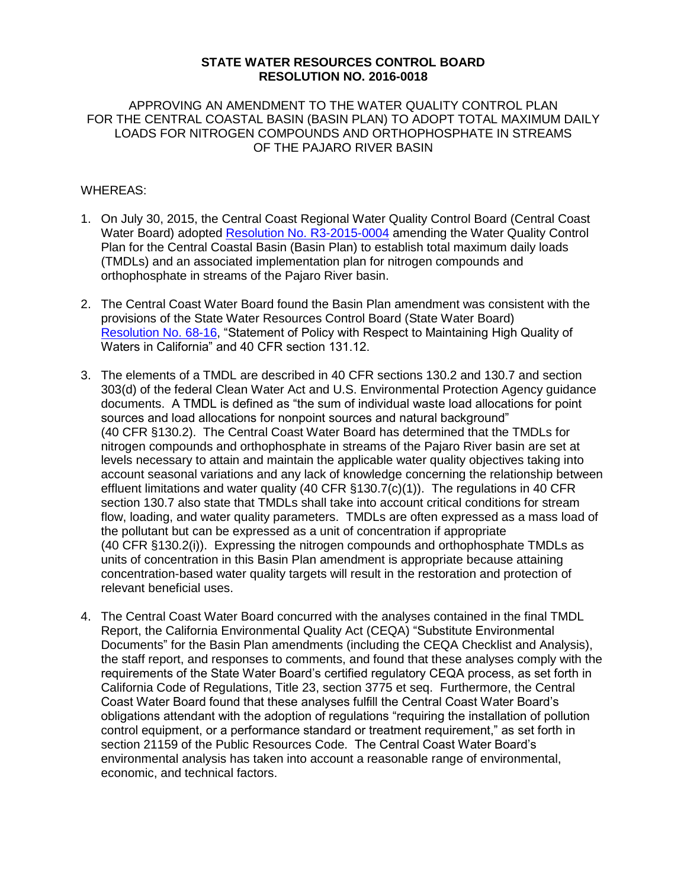# STATE WATER RESOURCES CONTROL BOARD
# RESOLUTION NO. 2016-0018

APPROVING AN AMENDMENT TO THE WATER QUALITY CONTROL PLAN FOR THE CENTRAL COASTAL BASIN (BASIN PLAN) TO ADOPT TOTAL MAXIMUM DAILY LOADS FOR NITROGEN COMPOUNDS AND ORTHOPHOSPHATE IN STREAMS OF THE PAJARO RIVER BASIN

WHEREAS:

1. On July 30, 2015, the Central Coast Regional Water Quality Control Board (Central Coast Water Board) adopted Resolution No. R3-2015-0004 amending the Water Quality Control Plan for the Central Coastal Basin (Basin Plan) to establish total maximum daily loads (TMDLs) and an associated implementation plan for nitrogen compounds and orthophosphate in streams of the Pajaro River basin.

2. The Central Coast Water Board found the Basin Plan amendment was consistent with the provisions of the State Water Resources Control Board (State Water Board) Resolution No. 68-16, "Statement of Policy with Respect to Maintaining High Quality of Waters in California" and 40 CFR section 131.12.

3. The elements of a TMDL are described in 40 CFR sections 130.2 and 130.7 and section 303(d) of the federal Clean Water Act and U.S. Environmental Protection Agency guidance documents. A TMDL is defined as "the sum of individual waste load allocations for point sources and load allocations for nonpoint sources and natural background" (40 CFR §130.2). The Central Coast Water Board has determined that the TMDLs for nitrogen compounds and orthophosphate in streams of the Pajaro River basin are set at levels necessary to attain and maintain the applicable water quality objectives taking into account seasonal variations and any lack of knowledge concerning the relationship between effluent limitations and water quality (40 CFR §130.7(c)(1)). The regulations in 40 CFR section 130.7 also state that TMDLs shall take into account critical conditions for stream flow, loading, and water quality parameters. TMDLs are often expressed as a mass load of the pollutant but can be expressed as a unit of concentration if appropriate (40 CFR §130.2(i)). Expressing the nitrogen compounds and orthophosphate TMDLs as units of concentration in this Basin Plan amendment is appropriate because attaining concentration-based water quality targets will result in the restoration and protection of relevant beneficial uses.

4. The Central Coast Water Board concurred with the analyses contained in the final TMDL Report, the California Environmental Quality Act (CEQA) "Substitute Environmental Documents" for the Basin Plan amendments (including the CEQA Checklist and Analysis), the staff report, and responses to comments, and found that these analyses comply with the requirements of the State Water Board's certified regulatory CEQA process, as set forth in California Code of Regulations, Title 23, section 3775 et seq. Furthermore, the Central Coast Water Board found that these analyses fulfill the Central Coast Water Board's obligations attendant with the adoption of regulations "requiring the installation of pollution control equipment, or a performance standard or treatment requirement," as set forth in section 21159 of the Public Resources Code. The Central Coast Water Board's environmental analysis has taken into account a reasonable range of environmental, economic, and technical factors.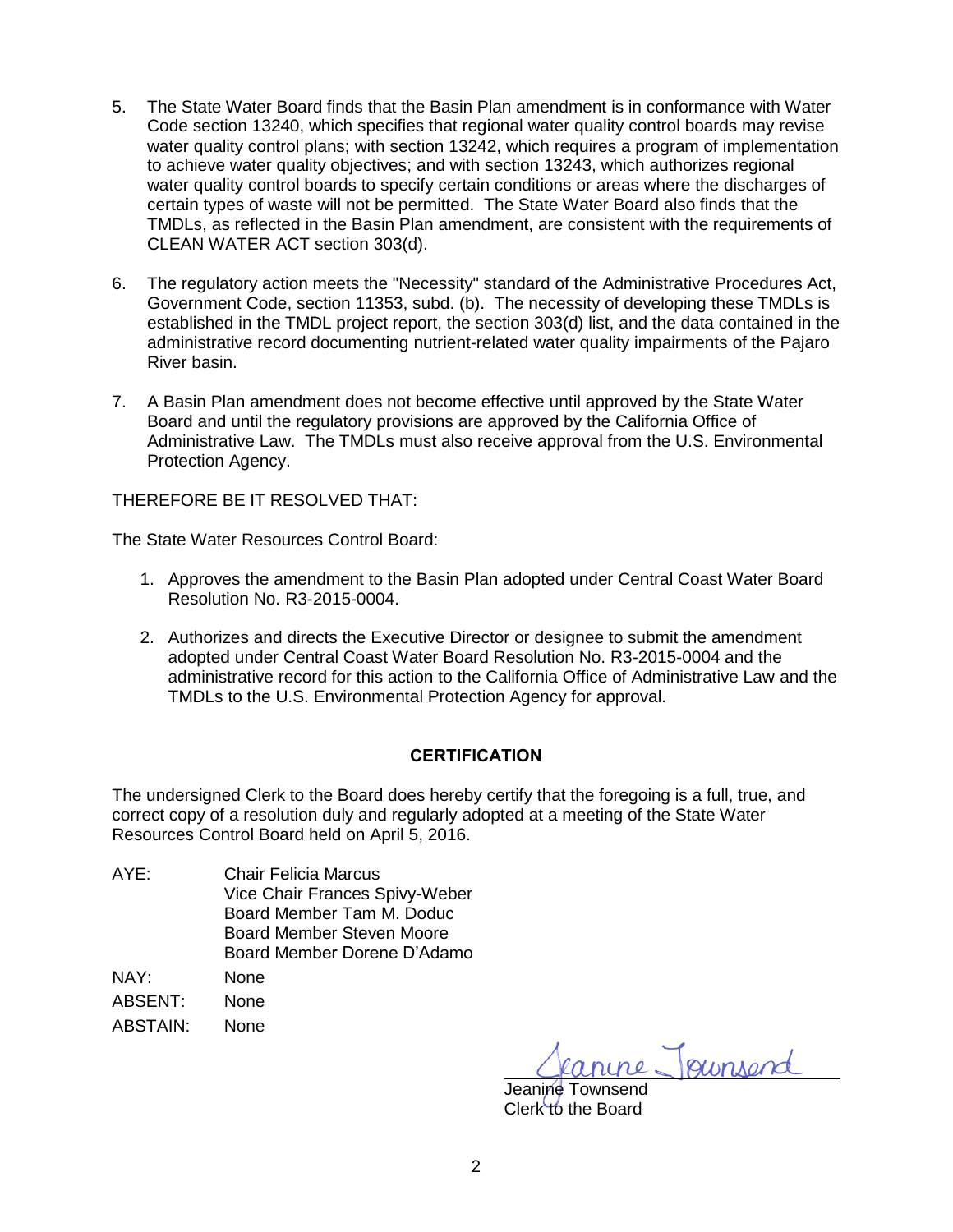5. The State Water Board finds that the Basin Plan amendment is in conformance with Water Code section 13240, which specifies that regional water quality control boards may revise water quality control plans; with section 13242, which requires a program of implementation to achieve water quality objectives; and with section 13243, which authorizes regional water quality control boards to specify certain conditions or areas where the discharges of certain types of waste will not be permitted. The State Water Board also finds that the TMDLs, as reflected in the Basin Plan amendment, are consistent with the requirements of CLEAN WATER ACT section 303(d).

6. The regulatory action meets the "Necessity" standard of the Administrative Procedures Act, Government Code, section 11353, subd. (b). The necessity of developing these TMDLs is established in the TMDL project report, the section 303(d) list, and the data contained in the administrative record documenting nutrient-related water quality impairments of the Pajaro River basin.

7. A Basin Plan amendment does not become effective until approved by the State Water Board and until the regulatory provisions are approved by the California Office of Administrative Law. The TMDLs must also receive approval from the U.S. Environmental Protection Agency.

THEREFORE BE IT RESOLVED THAT:

The State Water Resources Control Board:

1. Approves the amendment to the Basin Plan adopted under Central Coast Water Board Resolution No. R3-2015-0004.

2. Authorizes and directs the Executive Director or designee to submit the amendment adopted under Central Coast Water Board Resolution No. R3-2015-0004 and the administrative record for this action to the California Office of Administrative Law and the TMDLs to the U.S. Environmental Protection Agency for approval.

## CERTIFICATION

The undersigned Clerk to the Board does hereby certify that the foregoing is a full, true, and correct copy of a resolution duly and regularly adopted at a meeting of the State Water Resources Control Board held on April 5, 2016.

AYE: Chair Felicia Marcus
Vice Chair Frances Spivy-Weber
Board Member Tam M. Doduc
Board Member Steven Moore
Board Member Dorene D'Adamo

NAY: None

ABSENT: None

ABSTAIN: None

Jeanine Townsend

Jeanine Townsend
Clerk to the Board